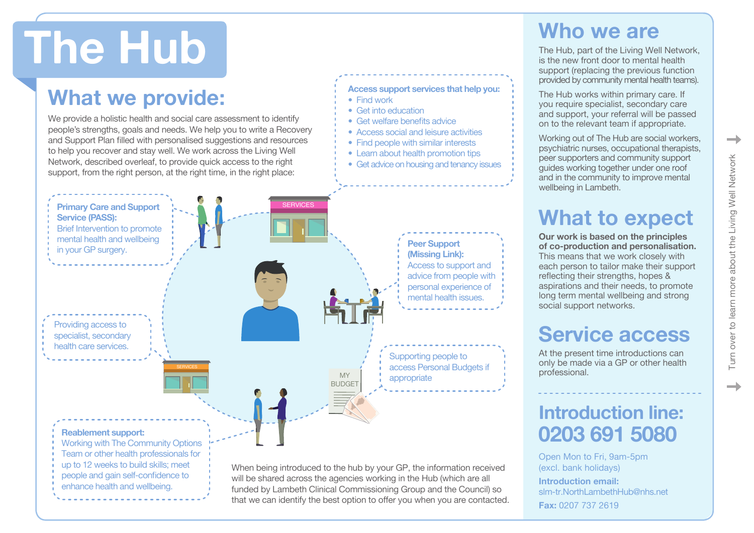# The Hub

## What we provide:

We provide a holistic health and social care assessment to identify people's strengths, goals and needs. We help you to write a Recovery and Support Plan filled with personalised suggestions and resources to help you recover and stay well. We work across the Living Well Network, described overleaf, to provide quick access to the right support, from the right person, at the right time, in the right place:

**Access support services that help you:**

- Find work
- Get into education
- Get welfare benefits advice
- Access social and leisure activities
- Find people with similar interests
- Learn about health promotion tips
- Get advice on housing and tenancy issues

**Primary Care and Support Service (PASS):** Brief Intervention to promote mental health and wellbeing in your GP surgery.

**Peer Support (Missing Link):** Access to support and advice from people with personal experience of mental health issues.

Providing access to specialist, secondary health care services.

Supporting people to access Personal Budgets if appropriate

**Reablement support:** Working with The Community Options Team or other health professionals for up to 12 weeks to build skills; meet people and gain self-confidence to enhance health and wellbeing.

When being introduced to the hub by your GP, the information received will be shared across the agencies working in the Hub (which are all funded by Lambeth Clinical Commissioning Group and the Council) so that we can identify the best option to offer you when you are contacted.

## Who we are

The Hub, part of the Living Well Network, is the new front door to mental health support (replacing the previous function provided by community mental health teams).

The Hub works within primary care. If you require specialist, secondary care and support, your referral will be passed on to the relevant team if appropriate.

Working out of The Hub are social workers, psychiatric nurses, occupational therapists, peer supporters and community support guides working together under one roof and in the community to improve mental wellbeing in Lambeth.

## What to expect

**Our work is based on the principles of co-production and personalisation.** This means that we work closely with each person to tailor make their support reflecting their strengths, hopes & aspirations and their needs, to promote long term mental wellbeing and strong social support networks.

## Service access

At the present time introductions can only be made via a GP or other health professional.

## Introduction line: 0203 691 5080

Open Mon to Fri, 9am-5pm (excl. bank holidays)

**Introduction email:** slm-tr.NorthLambethHub@nhs.net

**Fax:** 0207 737 2619

Turn over to learn more about the Living Well Network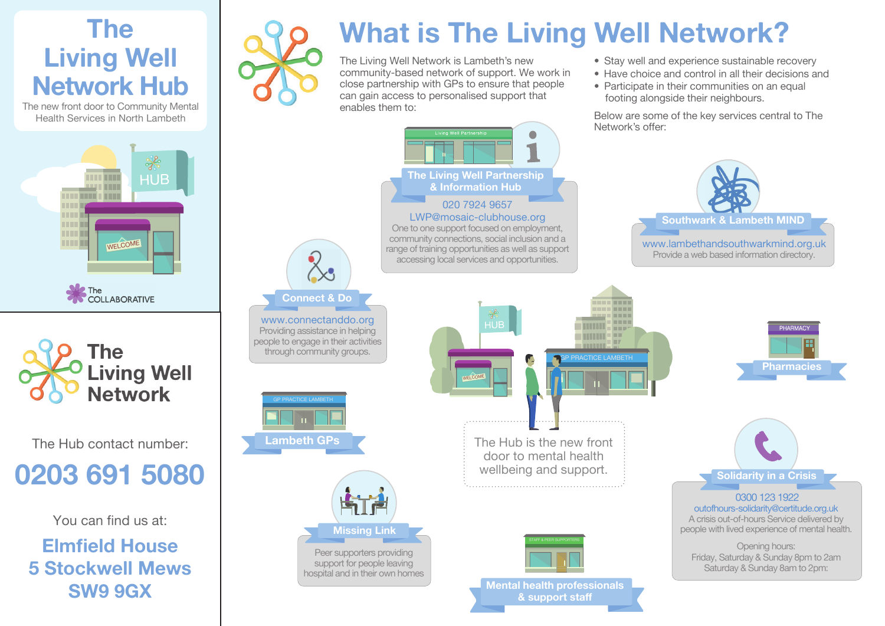# The Living Well Network Hub

The new front door to Community Mental Health Services in North Lambeth

The COLLABORATIVE

## The Living Well Network

The Hub contact number:

**0203 691 5080**

You can find us at:

**Elmfield House**
**5 Stockwell Mews**
**SW9 9GX**

# What is The Living Well Network?

The Living Well Network is Lambeth's new community-based network of support. We work in close partnership with GPs to ensure that people can gain access to personalised support that enables them to:

- Stay well and experience sustainable recovery
- Have choice and control in all their decisions and
- Participate in their communities on an equal footing alongside their neighbours.

Below are some of the key services central to The Network's offer:

### The Living Well Partnership & Information Hub

020 7924 9657
LWP@mosaic-clubhouse.org
One to one support focused on employment, community connections, social inclusion and a range of training opportunities as well as support accessing local services and opportunities.

### Southwark & Lambeth MIND

www.lambethandsouthwarkmind.org.uk
Provide a web based information directory.

### Connect & Do

www.connectanddo.org
Providing assistance in helping people to engage in their activities through community groups.

### Lambeth GPs

The Hub is the new front door to mental health wellbeing and support.

### Pharmacies

### Missing Link

Peer supporters providing support for people leaving hospital and in their own homes

### Mental health professionals & support staff

### Solidarity in a Crisis

0300 123 1922
outofhours-solidarity@certitude.org.uk
A crisis out-of-hours Service delivered by people with lived experience of mental health.

Opening hours:
Friday, Saturday & Sunday 8pm to 2am
Saturday & Sunday 8am to 2pm: